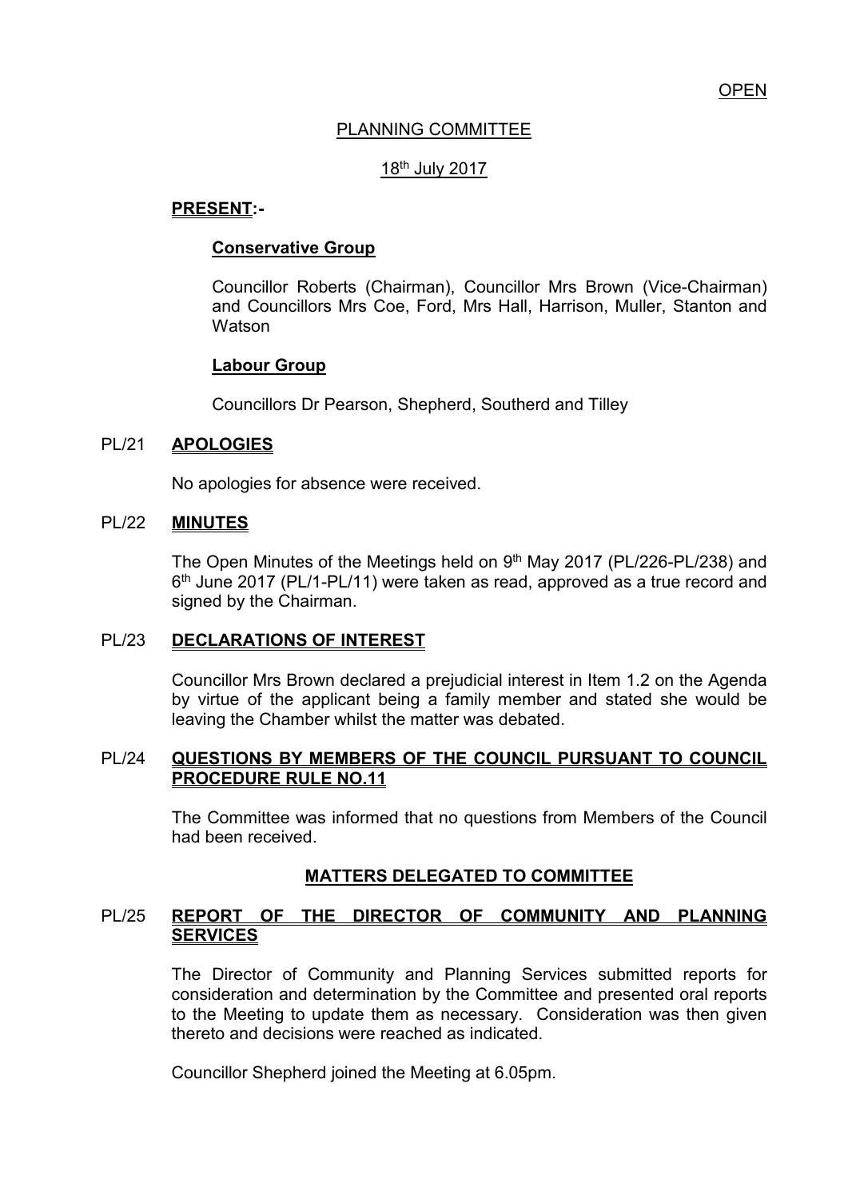OPEN

# PLANNING COMMITTEE

## 18th July 2017

**PRESENT:-**

**Conservative Group**

Councillor Roberts (Chairman), Councillor Mrs Brown (Vice-Chairman) and Councillors Mrs Coe, Ford, Mrs Hall, Harrison, Muller, Stanton and Watson

**Labour Group**

Councillors Dr Pearson, Shepherd, Southerd and Tilley

### PL/21 APOLOGIES

No apologies for absence were received.

### PL/22 MINUTES

The Open Minutes of the Meetings held on 9th May 2017 (PL/226-PL/238) and 6th June 2017 (PL/1-PL/11) were taken as read, approved as a true record and signed by the Chairman.

### PL/23 DECLARATIONS OF INTEREST

Councillor Mrs Brown declared a prejudicial interest in Item 1.2 on the Agenda by virtue of the applicant being a family member and stated she would be leaving the Chamber whilst the matter was debated.

### PL/24 QUESTIONS BY MEMBERS OF THE COUNCIL PURSUANT TO COUNCIL PROCEDURE RULE NO.11

The Committee was informed that no questions from Members of the Council had been received.

## MATTERS DELEGATED TO COMMITTEE

### PL/25 REPORT OF THE DIRECTOR OF COMMUNITY AND PLANNING SERVICES

The Director of Community and Planning Services submitted reports for consideration and determination by the Committee and presented oral reports to the Meeting to update them as necessary. Consideration was then given thereto and decisions were reached as indicated.

Councillor Shepherd joined the Meeting at 6.05pm.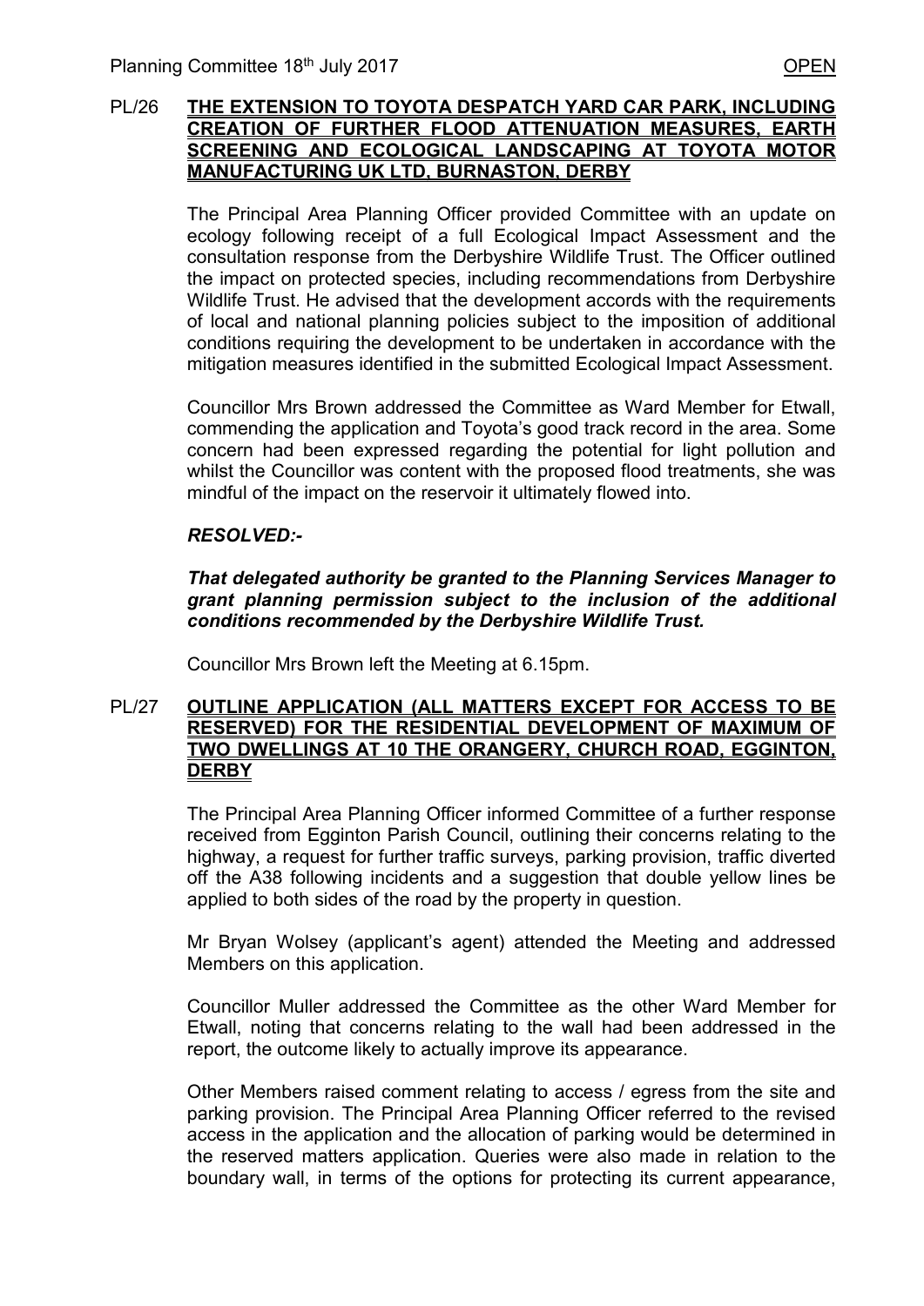## PL/26 THE EXTENSION TO TOYOTA DESPATCH YARD CAR PARK, INCLUDING CREATION OF FURTHER FLOOD ATTENUATION MEASURES, EARTH SCREENING AND ECOLOGICAL LANDSCAPING AT TOYOTA MOTOR MANUFACTURING UK LTD, BURNASTON, DERBY

The Principal Area Planning Officer provided Committee with an update on ecology following receipt of a full Ecological Impact Assessment and the consultation response from the Derbyshire Wildlife Trust. The Officer outlined the impact on protected species, including recommendations from Derbyshire Wildlife Trust. He advised that the development accords with the requirements of local and national planning policies subject to the imposition of additional conditions requiring the development to be undertaken in accordance with the mitigation measures identified in the submitted Ecological Impact Assessment.

Councillor Mrs Brown addressed the Committee as Ward Member for Etwall, commending the application and Toyota's good track record in the area. Some concern had been expressed regarding the potential for light pollution and whilst the Councillor was content with the proposed flood treatments, she was mindful of the impact on the reservoir it ultimately flowed into.

***RESOLVED:-***

***That delegated authority be granted to the Planning Services Manager to grant planning permission subject to the inclusion of the additional conditions recommended by the Derbyshire Wildlife Trust.***

Councillor Mrs Brown left the Meeting at 6.15pm.

## PL/27 OUTLINE APPLICATION (ALL MATTERS EXCEPT FOR ACCESS TO BE RESERVED) FOR THE RESIDENTIAL DEVELOPMENT OF MAXIMUM OF TWO DWELLINGS AT 10 THE ORANGERY, CHURCH ROAD, EGGINTON, DERBY

The Principal Area Planning Officer informed Committee of a further response received from Egginton Parish Council, outlining their concerns relating to the highway, a request for further traffic surveys, parking provision, traffic diverted off the A38 following incidents and a suggestion that double yellow lines be applied to both sides of the road by the property in question.

Mr Bryan Wolsey (applicant's agent) attended the Meeting and addressed Members on this application.

Councillor Muller addressed the Committee as the other Ward Member for Etwall, noting that concerns relating to the wall had been addressed in the report, the outcome likely to actually improve its appearance.

Other Members raised comment relating to access / egress from the site and parking provision. The Principal Area Planning Officer referred to the revised access in the application and the allocation of parking would be determined in the reserved matters application. Queries were also made in relation to the boundary wall, in terms of the options for protecting its current appearance,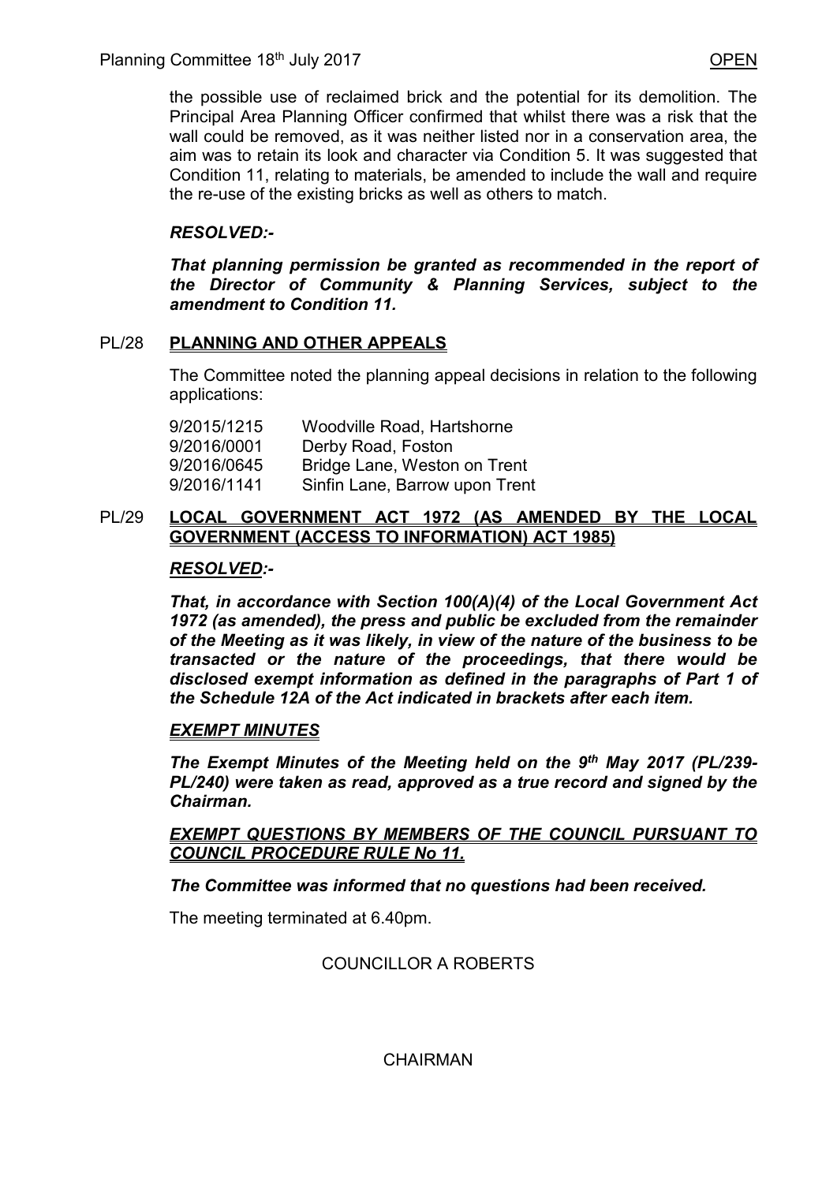the possible use of reclaimed brick and the potential for its demolition. The Principal Area Planning Officer confirmed that whilst there was a risk that the wall could be removed, as it was neither listed nor in a conservation area, the aim was to retain its look and character via Condition 5. It was suggested that Condition 11, relating to materials, be amended to include the wall and require the re-use of the existing bricks as well as others to match.

***RESOLVED:-***

***That planning permission be granted as recommended in the report of the Director of Community & Planning Services, subject to the amendment to Condition 11.***

## PL/28 PLANNING AND OTHER APPEALS

The Committee noted the planning appeal decisions in relation to the following applications:

| | |
|---|---|
| 9/2015/1215 | Woodville Road, Hartshorne |
| 9/2016/0001 | Derby Road, Foston |
| 9/2016/0645 | Bridge Lane, Weston on Trent |
| 9/2016/1141 | Sinfin Lane, Barrow upon Trent |

## PL/29 LOCAL GOVERNMENT ACT 1972 (AS AMENDED BY THE LOCAL GOVERNMENT (ACCESS TO INFORMATION) ACT 1985)

***RESOLVED:-***

***That, in accordance with Section 100(A)(4) of the Local Government Act 1972 (as amended), the press and public be excluded from the remainder of the Meeting as it was likely, in view of the nature of the business to be transacted or the nature of the proceedings, that there would be disclosed exempt information as defined in the paragraphs of Part 1 of the Schedule 12A of the Act indicated in brackets after each item.***

***EXEMPT MINUTES***

***The Exempt Minutes of the Meeting held on the 9th May 2017 (PL/239-PL/240) were taken as read, approved as a true record and signed by the Chairman.***

***EXEMPT QUESTIONS BY MEMBERS OF THE COUNCIL PURSUANT TO COUNCIL PROCEDURE RULE No 11.***

***The Committee was informed that no questions had been received.***

The meeting terminated at 6.40pm.

COUNCILLOR A ROBERTS

CHAIRMAN